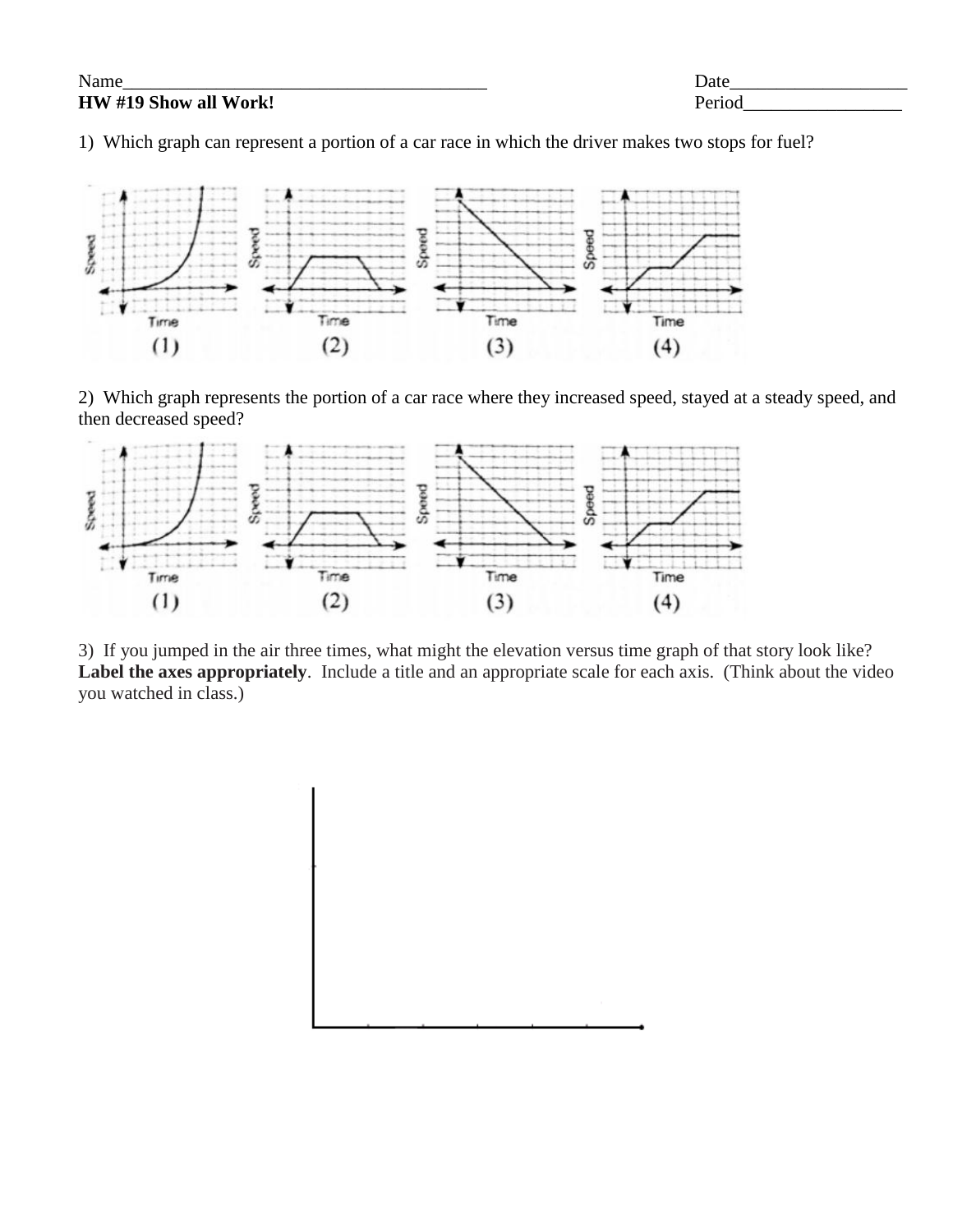Name________________________________________ Date___________________

**HW #19 Show all Work!** Period_________________

1) Which graph can represent a portion of a car race in which the driver makes two stops for fuel?

Speed / Time (1) Speed / Time (2) Speed / Time (3) Speed / Time (4)

2) Which graph represents the portion of a car race where they increased speed, stayed at a steady speed, and then decreased speed?

Speed / Time (1) Speed / Time (2) Speed / Time (3) Speed / Time (4)

3) If you jumped in the air three times, what might the elevation versus time graph of that story look like? **Label the axes appropriately**. Include a title and an appropriate scale for each axis. (Think about the video you watched in class.)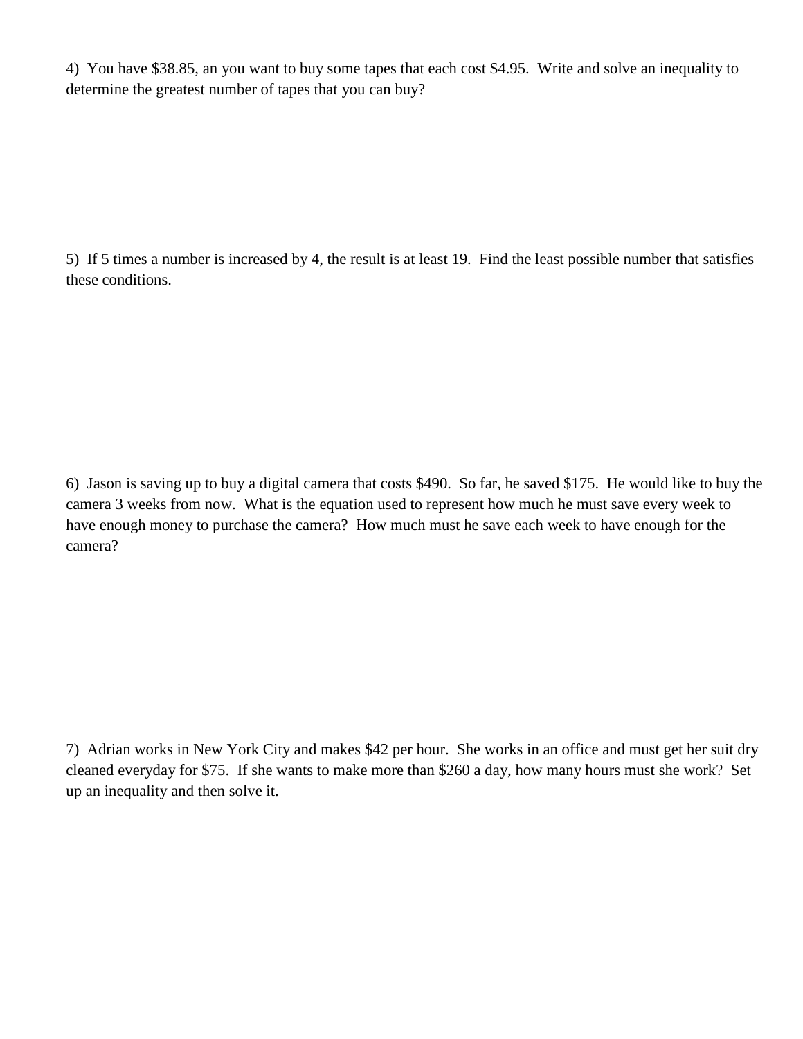4) You have $38.85, an you want to buy some tapes that each cost $4.95. Write and solve an inequality to determine the greatest number of tapes that you can buy?

5) If 5 times a number is increased by 4, the result is at least 19. Find the least possible number that satisfies these conditions.

6) Jason is saving up to buy a digital camera that costs $490. So far, he saved $175. He would like to buy the camera 3 weeks from now. What is the equation used to represent how much he must save every week to have enough money to purchase the camera? How much must he save each week to have enough for the camera?

7) Adrian works in New York City and makes $42 per hour. She works in an office and must get her suit dry cleaned everyday for $75. If she wants to make more than $260 a day, how many hours must she work? Set up an inequality and then solve it.